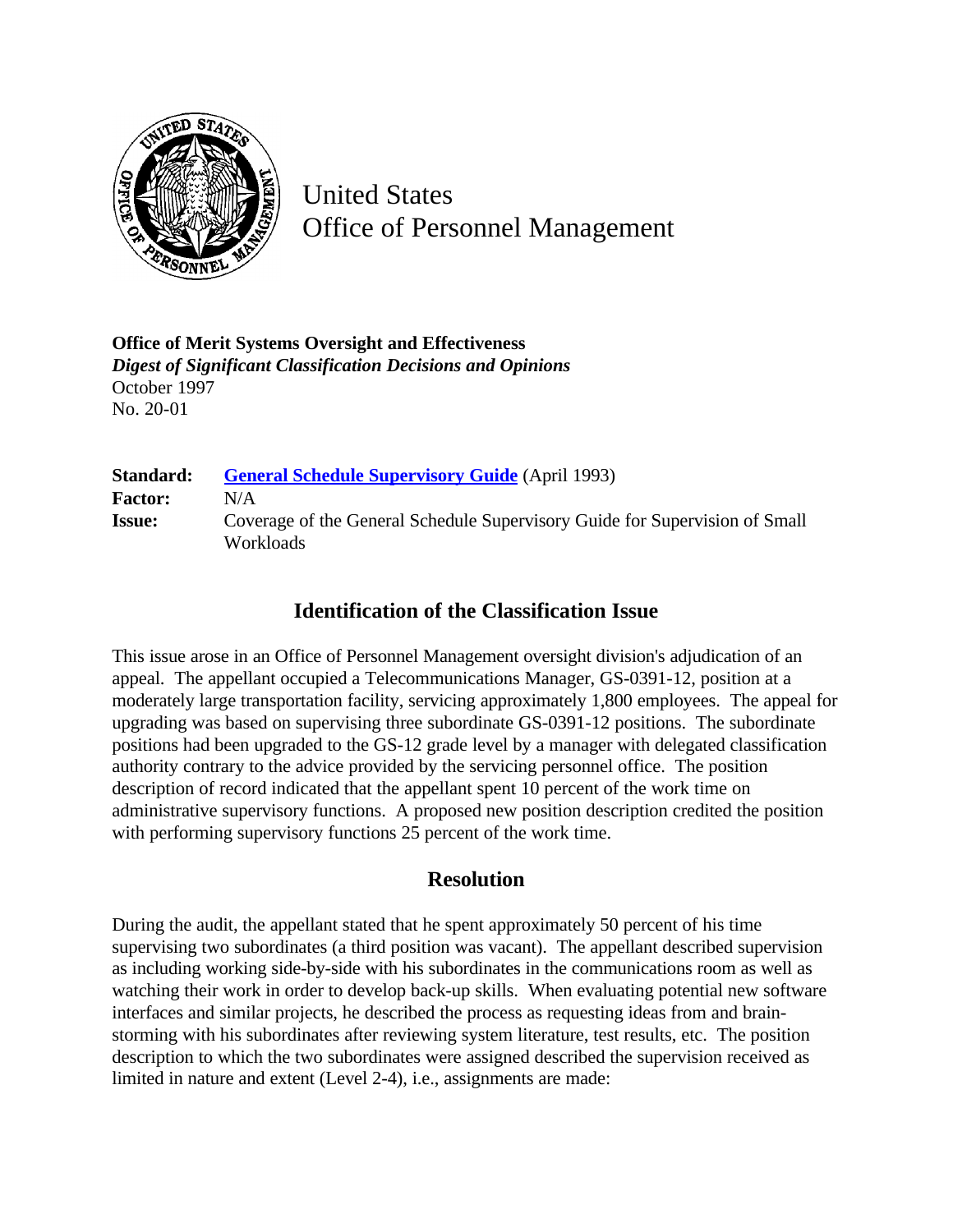United States
Office of Personnel Management

**Office of Merit Systems Oversight and Effectiveness**
***Digest of Significant Classification Decisions and Opinions***
October 1997
No. 20-01

| | |
|---|---|
| **Standard:** | **General Schedule Supervisory Guide** (April 1993) |
| **Factor:** | N/A |
| **Issue:** | Coverage of the General Schedule Supervisory Guide for Supervision of Small Workloads |

## Identification of the Classification Issue

This issue arose in an Office of Personnel Management oversight division's adjudication of an appeal. The appellant occupied a Telecommunications Manager, GS-0391-12, position at a moderately large transportation facility, servicing approximately 1,800 employees. The appeal for upgrading was based on supervising three subordinate GS-0391-12 positions. The subordinate positions had been upgraded to the GS-12 grade level by a manager with delegated classification authority contrary to the advice provided by the servicing personnel office. The position description of record indicated that the appellant spent 10 percent of the work time on administrative supervisory functions. A proposed new position description credited the position with performing supervisory functions 25 percent of the work time.

## Resolution

During the audit, the appellant stated that he spent approximately 50 percent of his time supervising two subordinates (a third position was vacant). The appellant described supervision as including working side-by-side with his subordinates in the communications room as well as watching their work in order to develop back-up skills. When evaluating potential new software interfaces and similar projects, he described the process as requesting ideas from and brain-storming with his subordinates after reviewing system literature, test results, etc. The position description to which the two subordinates were assigned described the supervision received as limited in nature and extent (Level 2-4), i.e., assignments are made: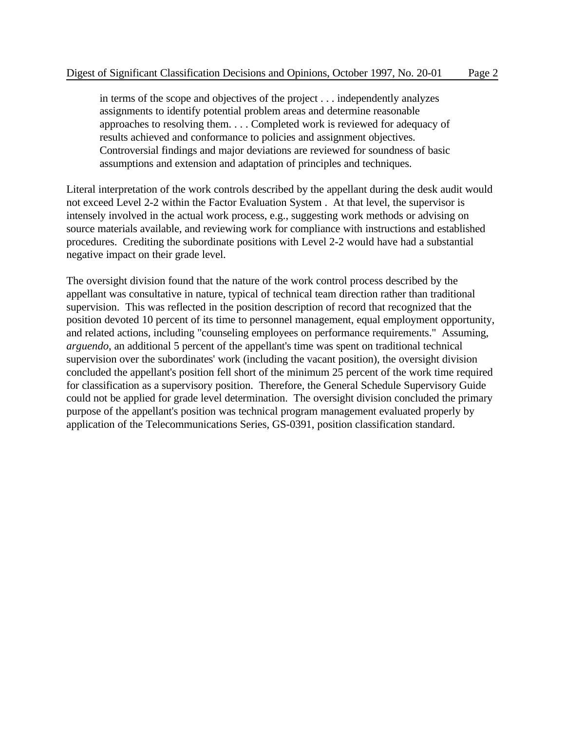> in terms of the scope and objectives of the project . . . independently analyzes assignments to identify potential problem areas and determine reasonable approaches to resolving them. . . . Completed work is reviewed for adequacy of results achieved and conformance to policies and assignment objectives. Controversial findings and major deviations are reviewed for soundness of basic assumptions and extension and adaptation of principles and techniques.

Literal interpretation of the work controls described by the appellant during the desk audit would not exceed Level 2-2 within the Factor Evaluation System . At that level, the supervisor is intensely involved in the actual work process, e.g., suggesting work methods or advising on source materials available, and reviewing work for compliance with instructions and established procedures. Crediting the subordinate positions with Level 2-2 would have had a substantial negative impact on their grade level.

The oversight division found that the nature of the work control process described by the appellant was consultative in nature, typical of technical team direction rather than traditional supervision. This was reflected in the position description of record that recognized that the position devoted 10 percent of its time to personnel management, equal employment opportunity, and related actions, including "counseling employees on performance requirements." Assuming, *arguendo*, an additional 5 percent of the appellant's time was spent on traditional technical supervision over the subordinates' work (including the vacant position), the oversight division concluded the appellant's position fell short of the minimum 25 percent of the work time required for classification as a supervisory position. Therefore, the General Schedule Supervisory Guide could not be applied for grade level determination. The oversight division concluded the primary purpose of the appellant's position was technical program management evaluated properly by application of the Telecommunications Series, GS-0391, position classification standard.